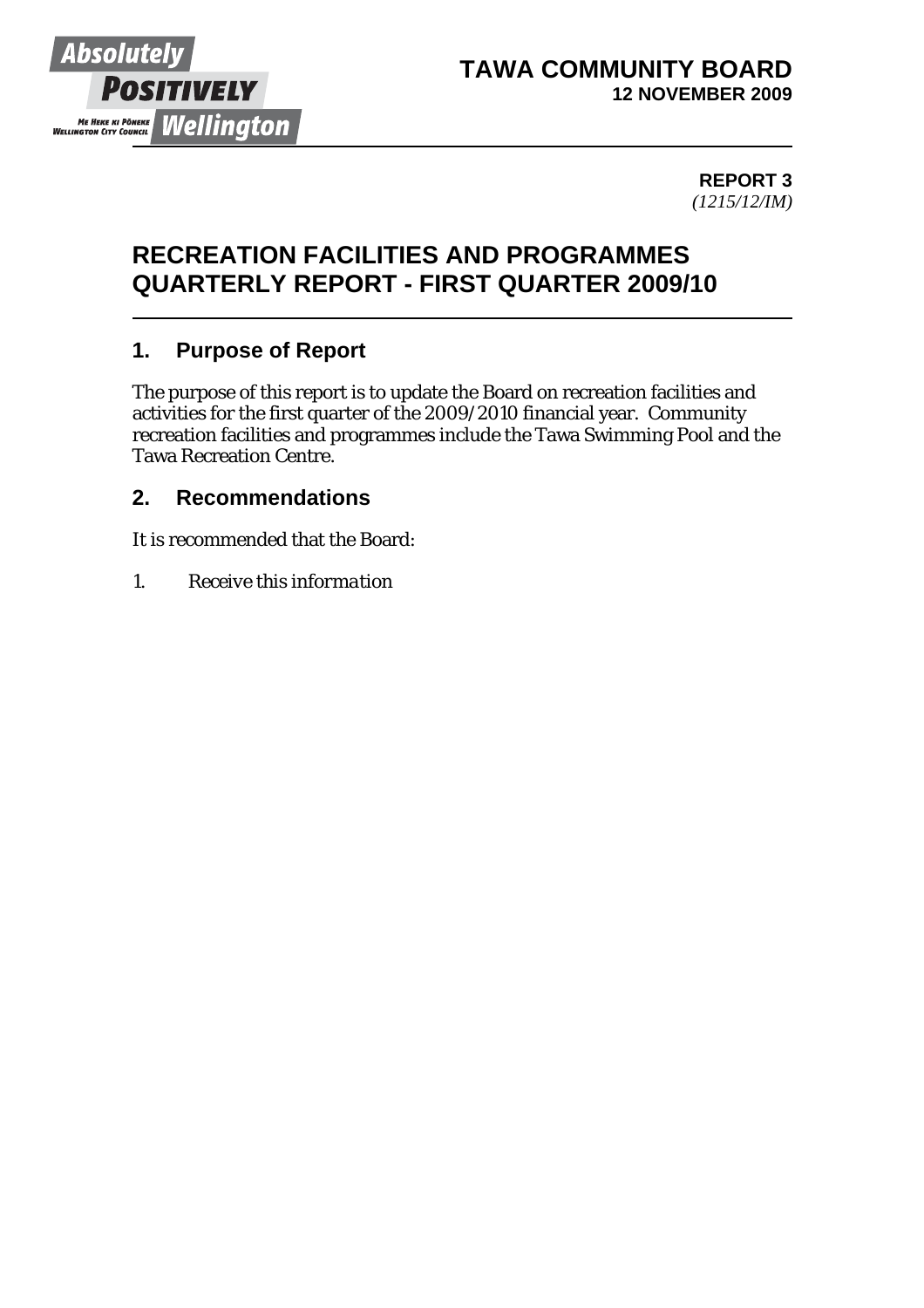**TAWA COMMUNITY BOARD**
**12 NOVEMBER 2009**

**REPORT 3**
*(1215/12/IM)*

# RECREATION FACILITIES AND PROGRAMMES QUARTERLY REPORT - FIRST QUARTER 2009/10

## 1. Purpose of Report

The purpose of this report is to update the Board on recreation facilities and activities for the first quarter of the 2009/2010 financial year. Community recreation facilities and programmes include the Tawa Swimming Pool and the Tawa Recreation Centre.

## 2. Recommendations

It is recommended that the Board:

1. *Receive this information*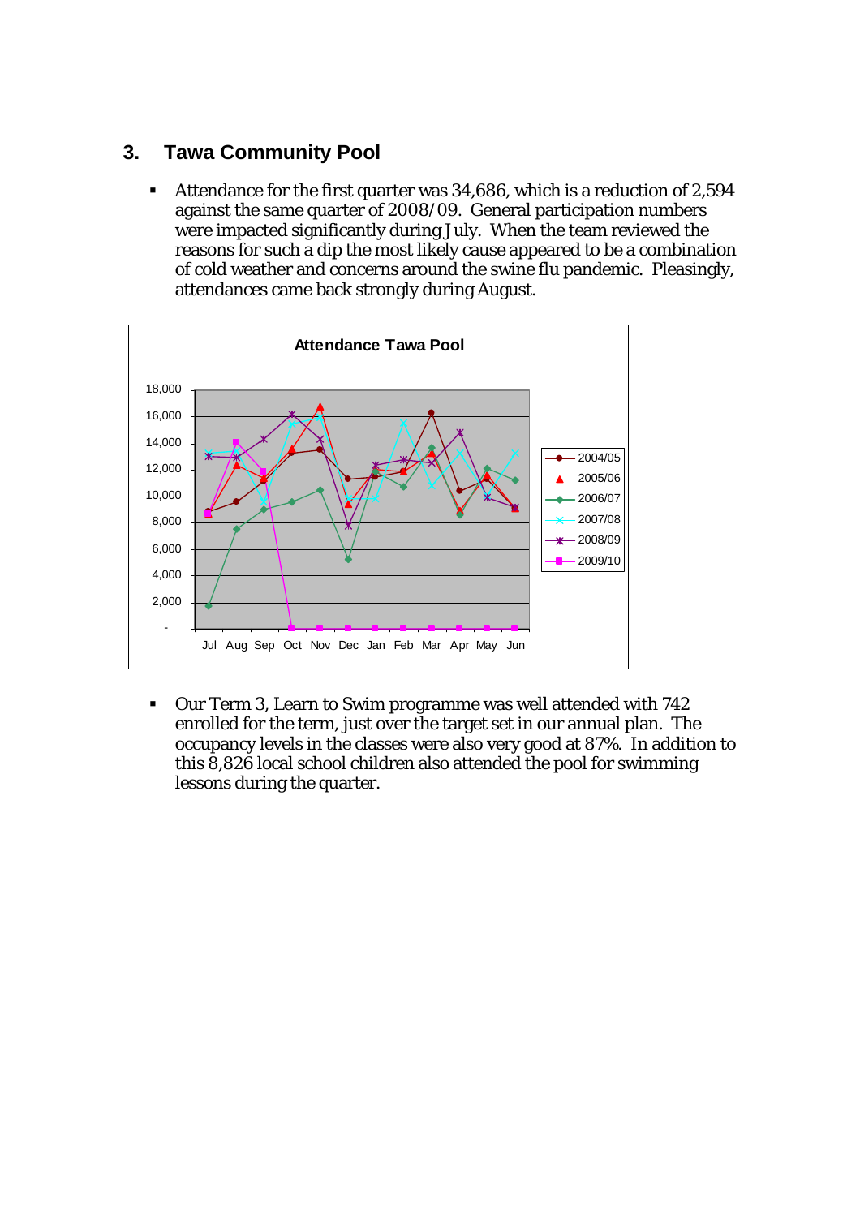## 3. Tawa Community Pool

- Attendance for the first quarter was 34,686, which is a reduction of 2,594 against the same quarter of 2008/09. General participation numbers were impacted significantly during July. When the team reviewed the reasons for such a dip the most likely cause appeared to be a combination of cold weather and concerns around the swine flu pandemic. Pleasingly, attendances came back strongly during August.

- Our Term 3, Learn to Swim programme was well attended with 742 enrolled for the term, just over the target set in our annual plan. The occupancy levels in the classes were also very good at 87%. In addition to this 8,826 local school children also attended the pool for swimming lessons during the quarter.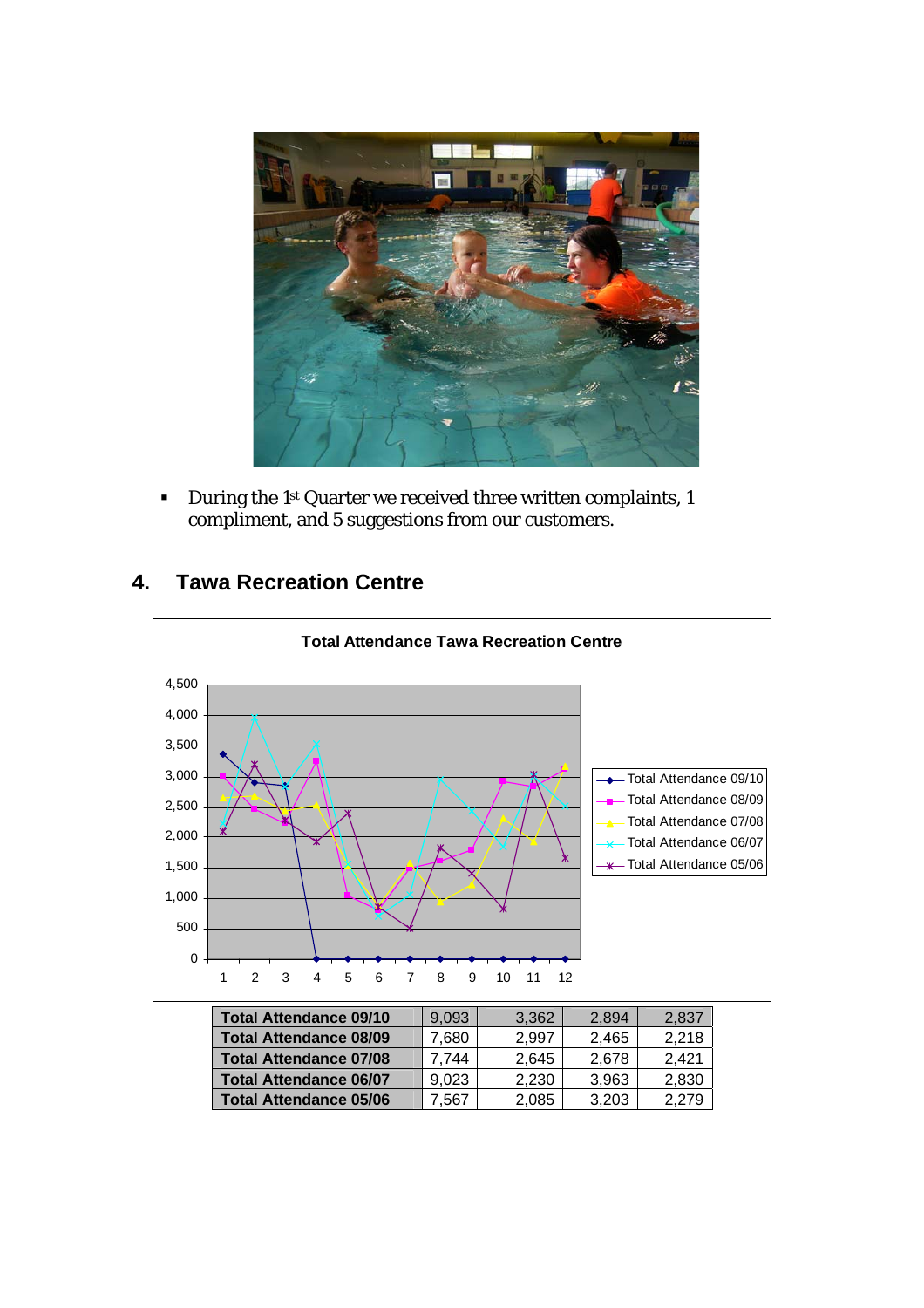- During the 1st Quarter we received three written complaints, 1 compliment, and 5 suggestions from our customers.

## 4. Tawa Recreation Centre

| | | | | |
|---|---|---|---|---|
| **Total Attendance 09/10** | 9,093 | 3,362 | 2,894 | 2,837 |
| **Total Attendance 08/09** | 7,680 | 2,997 | 2,465 | 2,218 |
| **Total Attendance 07/08** | 7,744 | 2,645 | 2,678 | 2,421 |
| **Total Attendance 06/07** | 9,023 | 2,230 | 3,963 | 2,830 |
| **Total Attendance 05/06** | 7,567 | 2,085 | 3,203 | 2,279 |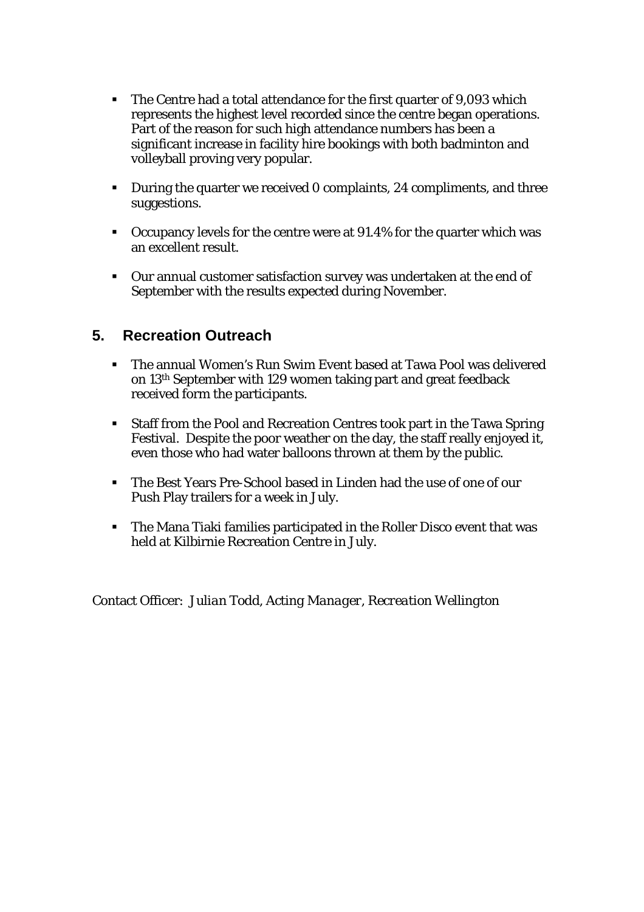- The Centre had a total attendance for the first quarter of 9,093 which represents the highest level recorded since the centre began operations. Part of the reason for such high attendance numbers has been a significant increase in facility hire bookings with both badminton and volleyball proving very popular.

- During the quarter we received 0 complaints, 24 compliments, and three suggestions.

- Occupancy levels for the centre were at 91.4% for the quarter which was an excellent result.

- Our annual customer satisfaction survey was undertaken at the end of September with the results expected during November.

## 5. Recreation Outreach

- The annual Women's Run Swim Event based at Tawa Pool was delivered on 13th September with 129 women taking part and great feedback received form the participants.

- Staff from the Pool and Recreation Centres took part in the Tawa Spring Festival. Despite the poor weather on the day, the staff really enjoyed it, even those who had water balloons thrown at them by the public.

- The Best Years Pre-School based in Linden had the use of one of our Push Play trailers for a week in July.

- The Mana Tiaki families participated in the Roller Disco event that was held at Kilbirnie Recreation Centre in July.

Contact Officer: *Julian Todd, Acting Manager, Recreation Wellington*